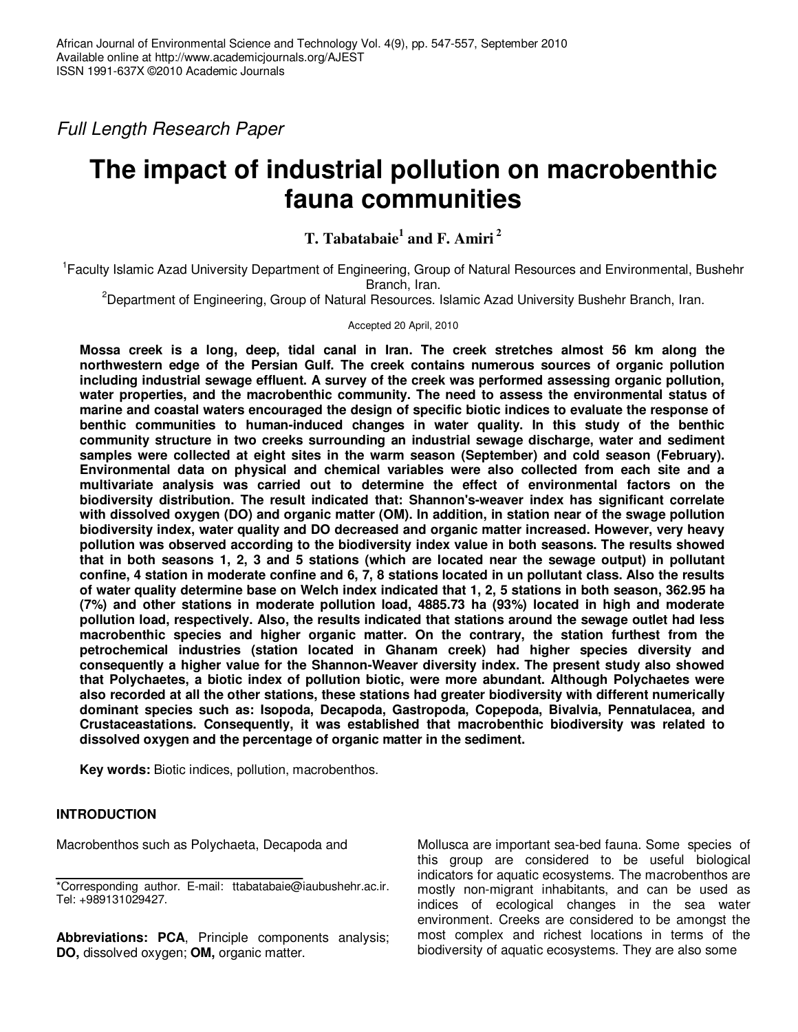*Full Length Research Paper*

# The impact of industrial pollution on macrobenthic fauna communities

**T. Tabatabaie[1] and F. Amiri[2]**

[1]Faculty Islamic Azad University Department of Engineering, Group of Natural Resources and Environmental, Bushehr Branch, Iran.

[2]Department of Engineering, Group of Natural Resources. Islamic Azad University Bushehr Branch, Iran.

Accepted 20 April, 2010

**Mossa creek is a long, deep, tidal canal in Iran. The creek stretches almost 56 km along the northwestern edge of the Persian Gulf. The creek contains numerous sources of organic pollution including industrial sewage effluent. A survey of the creek was performed assessing organic pollution, water properties, and the macrobenthic community. The need to assess the environmental status of marine and coastal waters encouraged the design of specific biotic indices to evaluate the response of benthic communities to human-induced changes in water quality. In this study of the benthic community structure in two creeks surrounding an industrial sewage discharge, water and sediment samples were collected at eight sites in the warm season (September) and cold season (February). Environmental data on physical and chemical variables were also collected from each site and a multivariate analysis was carried out to determine the effect of environmental factors on the biodiversity distribution. The result indicated that: Shannon's-weaver index has significant correlate with dissolved oxygen (DO) and organic matter (OM). In addition, in station near of the swage pollution biodiversity index, water quality and DO decreased and organic matter increased. However, very heavy pollution was observed according to the biodiversity index value in both seasons. The results showed that in both seasons 1, 2, 3 and 5 stations (which are located near the sewage output) in pollutant confine, 4 station in moderate confine and 6, 7, 8 stations located in un pollutant class. Also the results of water quality determine base on Welch index indicated that 1, 2, 5 stations in both season, 362.95 ha (7%) and other stations in moderate pollution load, 4885.73 ha (93%) located in high and moderate pollution load, respectively. Also, the results indicated that stations around the sewage outlet had less macrobenthic species and higher organic matter. On the contrary, the station furthest from the petrochemical industries (station located in Ghanam creek) had higher species diversity and consequently a higher value for the Shannon-Weaver diversity index. The present study also showed that Polychaetes, a biotic index of pollution biotic, were more abundant. Although Polychaetes were also recorded at all the other stations, these stations had greater biodiversity with different numerically dominant species such as: Isopoda, Decapoda, Gastropoda, Copepoda, Bivalvia, Pennatulacea, and Crustaceastations. Consequently, it was established that macrobenthic biodiversity was related to dissolved oxygen and the percentage of organic matter in the sediment.**

**Key words:** Biotic indices, pollution, macrobenthos.

## INTRODUCTION

Macrobenthos such as Polychaeta, Decapoda and Mollusca are important sea-bed fauna. Some species of this group are considered to be useful biological indicators for aquatic ecosystems. The macrobenthos are mostly non-migrant inhabitants, and can be used as indices of ecological changes in the sea water environment. Creeks are considered to be amongst the most complex and richest locations in terms of the biodiversity of aquatic ecosystems. They are also some

*Corresponding author. E-mail: ttabatabaie@iaubushehr.ac.ir. Tel: +989131029427.

**Abbreviations: PCA**, Principle components analysis; **DO,** dissolved oxygen; **OM,** organic matter.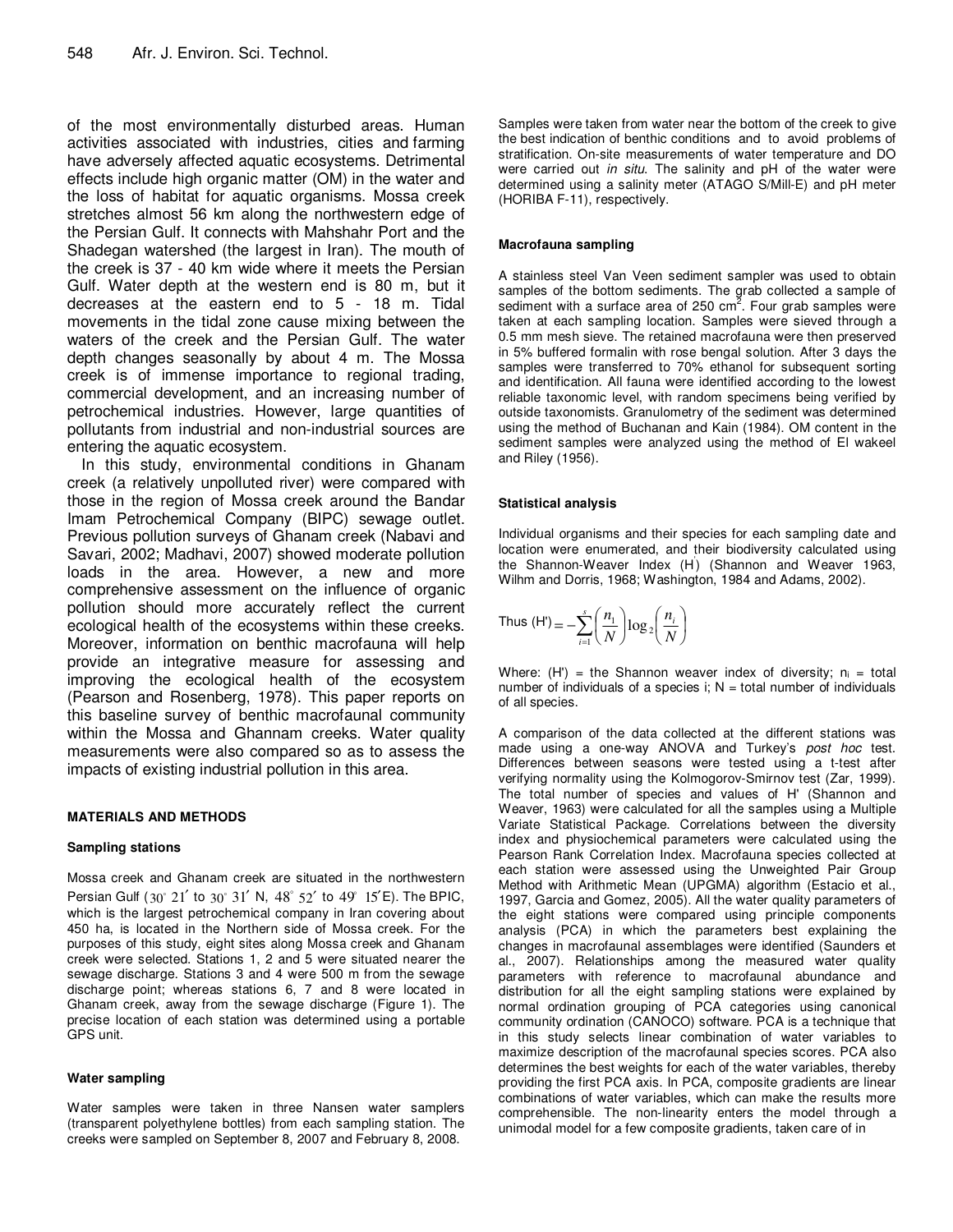of the most environmentally disturbed areas. Human activities associated with industries, cities and farming have adversely affected aquatic ecosystems. Detrimental effects include high organic matter (OM) in the water and the loss of habitat for aquatic organisms. Mossa creek stretches almost 56 km along the northwestern edge of the Persian Gulf. It connects with Mahshahr Port and the Shadegan watershed (the largest in Iran). The mouth of the creek is 37 - 40 km wide where it meets the Persian Gulf. Water depth at the western end is 80 m, but it decreases at the eastern end to 5 - 18 m. Tidal movements in the tidal zone cause mixing between the waters of the creek and the Persian Gulf. The water depth changes seasonally by about 4 m. The Mossa creek is of immense importance to regional trading, commercial development, and an increasing number of petrochemical industries. However, large quantities of pollutants from industrial and non-industrial sources are entering the aquatic ecosystem.

In this study, environmental conditions in Ghanam creek (a relatively unpolluted river) were compared with those in the region of Mossa creek around the Bandar Imam Petrochemical Company (BIPC) sewage outlet. Previous pollution surveys of Ghanam creek (Nabavi and Savari, 2002; Madhavi, 2007) showed moderate pollution loads in the area. However, a new and more comprehensive assessment on the influence of organic pollution should more accurately reflect the current ecological health of the ecosystems within these creeks. Moreover, information on benthic macrofauna will help provide an integrative measure for assessing and improving the ecological health of the ecosystem (Pearson and Rosenberg, 1978). This paper reports on this baseline survey of benthic macrofaunal community within the Mossa and Ghannam creeks. Water quality measurements were also compared so as to assess the impacts of existing industrial pollution in this area.

## MATERIALS AND METHODS

### Sampling stations

Mossa creek and Ghanam creek are situated in the northwestern Persian Gulf ($30^\circ\ 21'$ to $30^\circ\ 31'$ N, $48^\circ\ 52'$ to $49^\circ\ 15'$E). The BPIC, which is the largest petrochemical company in Iran covering about 450 ha, is located in the Northern side of Mossa creek. For the purposes of this study, eight sites along Mossa creek and Ghanam creek were selected. Stations 1, 2 and 5 were situated nearer the sewage discharge. Stations 3 and 4 were 500 m from the sewage discharge point; whereas stations 6, 7 and 8 were located in Ghanam creek, away from the sewage discharge (Figure 1). The precise location of each station was determined using a portable GPS unit.

### Water sampling

Water samples were taken in three Nansen water samplers (transparent polyethylene bottles) from each sampling station. The creeks were sampled on September 8, 2007 and February 8, 2008. Samples were taken from water near the bottom of the creek to give the best indication of benthic conditions and to avoid problems of stratification. On-site measurements of water temperature and DO were carried out *in situ*. The salinity and pH of the water were determined using a salinity meter (ATAGO S/Mill-E) and pH meter (HORIBA F-11), respectively.

### Macrofauna sampling

A stainless steel Van Veen sediment sampler was used to obtain samples of the bottom sediments. The grab collected a sample of sediment with a surface area of 250 $cm^2$. Four grab samples were taken at each sampling location. Samples were sieved through a 0.5 mm mesh sieve. The retained macrofauna were then preserved in 5% buffered formalin with rose bengal solution. After 3 days the samples were transferred to 70% ethanol for subsequent sorting and identification. All fauna were identified according to the lowest reliable taxonomic level, with random specimens being verified by outside taxonomists. Granulometry of the sediment was determined using the method of Buchanan and Kain (1984). OM content in the sediment samples were analyzed using the method of El wakeel and Riley (1956).

### Statistical analysis

Individual organisms and their species for each sampling date and location were enumerated, and their biodiversity calculated using the Shannon-Weaver Index (H') (Shannon and Weaver 1963, Wilhm and Dorris, 1968; Washington, 1984 and Adams, 2002).

$$\text{Thus (H')} = -\sum_{i=1}^{s}\left(\frac{n_1}{N}\right)\log_2\left(\frac{n_i}{N}\right)$$

Where: (H') = the Shannon weaver index of diversity; $n_i$ = total number of individuals of a species i; N = total number of individuals of all species.

A comparison of the data collected at the different stations was made using a one-way ANOVA and Turkey's *post hoc* test. Differences between seasons were tested using a t-test after verifying normality using the Kolmogorov-Smirnov test (Zar, 1999). The total number of species and values of H' (Shannon and Weaver, 1963) were calculated for all the samples using a Multiple Variate Statistical Package. Correlations between the diversity index and physiochemical parameters were calculated using the Pearson Rank Correlation Index. Macrofauna species collected at each station were assessed using the Unweighted Pair Group Method with Arithmetic Mean (UPGMA) algorithm (Estacio et al., 1997, Garcia and Gomez, 2005). All the water quality parameters of the eight stations were compared using principle components analysis (PCA) in which the parameters best explaining the changes in macrofaunal assemblages were identified (Saunders et al., 2007). Relationships among the measured water quality parameters with reference to macrofaunal abundance and distribution for all the eight sampling stations were explained by normal ordination grouping of PCA categories using canonical community ordination (CANOCO) software. PCA is a technique that in this study selects linear combination of water variables to maximize description of the macrofaunal species scores. PCA also determines the best weights for each of the water variables, thereby providing the first PCA axis. In PCA, composite gradients are linear combinations of water variables, which can make the results more comprehensible. The non-linearity enters the model through a unimodal model for a few composite gradients, taken care of in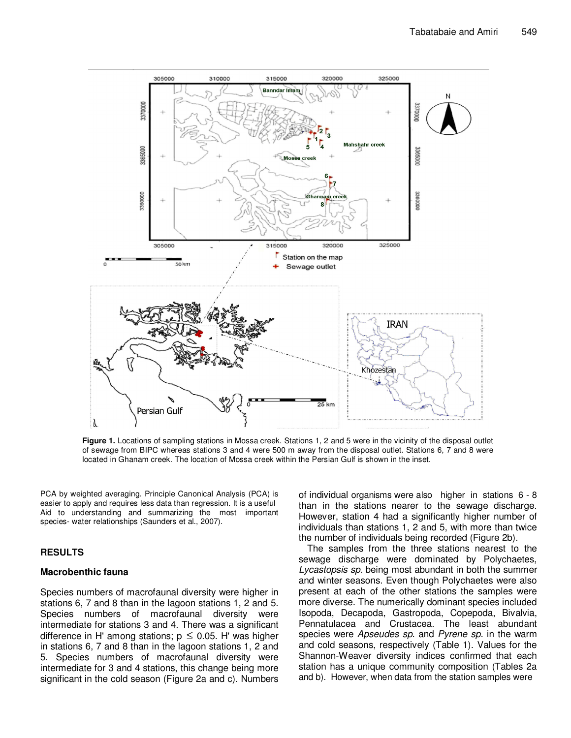**Figure 1.** Locations of sampling stations in Mossa creek. Stations 1, 2 and 5 were in the vicinity of the disposal outlet of sewage from BIPC whereas stations 3 and 4 were 500 m away from the disposal outlet. Stations 6, 7 and 8 were located in Ghanam creek. The location of Mossa creek within the Persian Gulf is shown in the inset.

PCA by weighted averaging. Principle Canonical Analysis (PCA) is easier to apply and requires less data than regression. It is a useful Aid to understanding and summarizing the most important species- water relationships (Saunders et al., 2007).

## RESULTS

### Macrobenthic fauna

Species numbers of macrofaunal diversity were higher in stations 6, 7 and 8 than in the lagoon stations 1, 2 and 5. Species numbers of macrofaunal diversity were intermediate for stations 3 and 4. There was a significant difference in H' among stations; $p \leq 0.05$. H' was higher in stations 6, 7 and 8 than in the lagoon stations 1, 2 and 5. Species numbers of macrofaunal diversity were intermediate for 3 and 4 stations, this change being more significant in the cold season (Figure 2a and c). Numbers of individual organisms were also higher in stations 6 - 8 than in the stations nearer to the sewage discharge. However, station 4 had a significantly higher number of individuals than stations 1, 2 and 5, with more than twice the number of individuals being recorded (Figure 2b).

The samples from the three stations nearest to the sewage discharge were dominated by Polychaetes, *Lycastopsis sp.* being most abundant in both the summer and winter seasons. Even though Polychaetes were also present at each of the other stations the samples were more diverse. The numerically dominant species included Isopoda, Decapoda, Gastropoda, Copepoda, Bivalvia, Pennatulacea and Crustacea. The least abundant species were *Apseudes sp.* and *Pyrene sp.* in the warm and cold seasons, respectively (Table 1). Values for the Shannon-Weaver diversity indices confirmed that each station has a unique community composition (Tables 2a and b). However, when data from the station samples were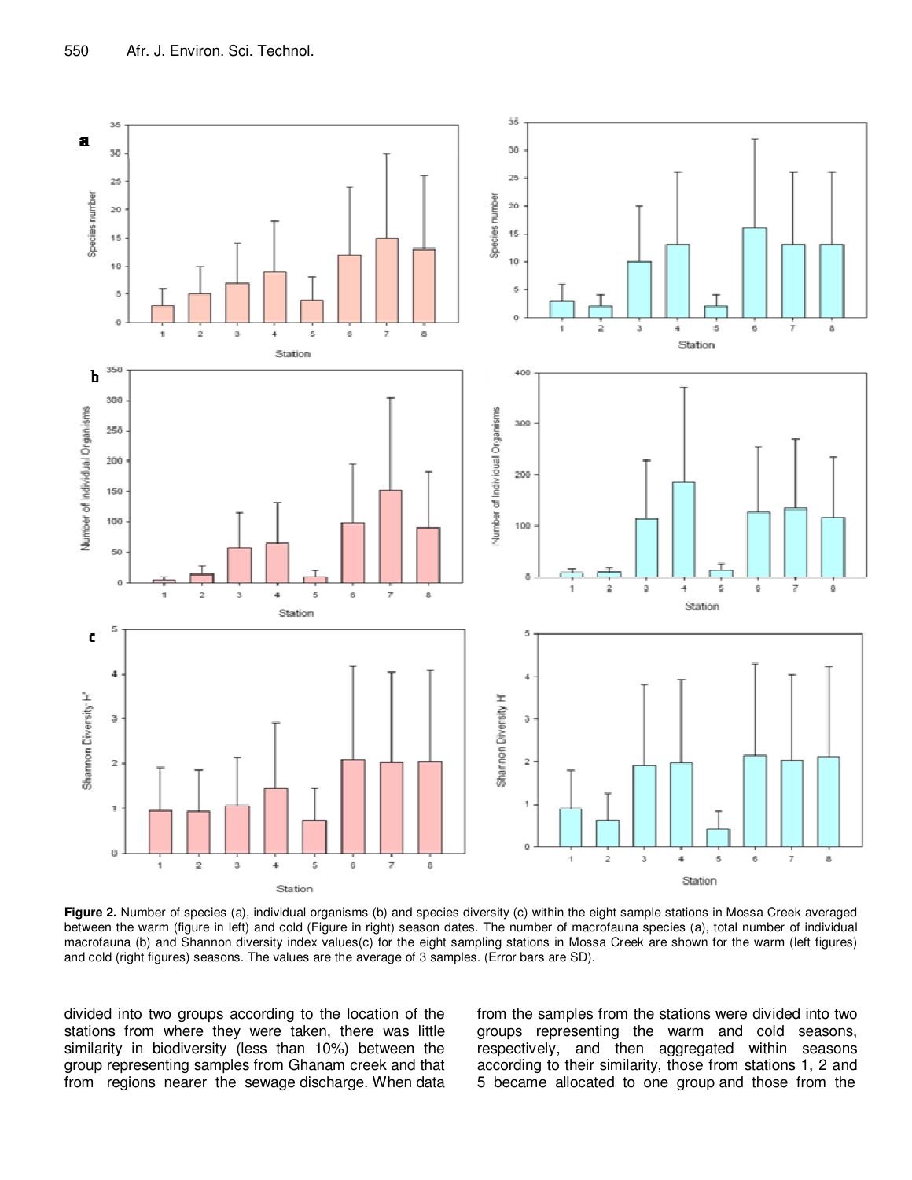**Figure 2.** Number of species (a), individual organisms (b) and species diversity (c) within the eight sample stations in Mossa Creek averaged between the warm (figure in left) and cold (Figure in right) season dates. The number of macrofauna species (a), total number of individual macrofauna (b) and Shannon diversity index values(c) for the eight sampling stations in Mossa Creek are shown for the warm (left figures) and cold (right figures) seasons. The values are the average of 3 samples. (Error bars are SD).

divided into two groups according to the location of the stations from where they were taken, there was little similarity in biodiversity (less than 10%) between the group representing samples from Ghanam creek and that from regions nearer the sewage discharge. When data from the samples from the stations were divided into two groups representing the warm and cold seasons, respectively, and then aggregated within seasons according to their similarity, those from stations 1, 2 and 5 became allocated to one group and those from the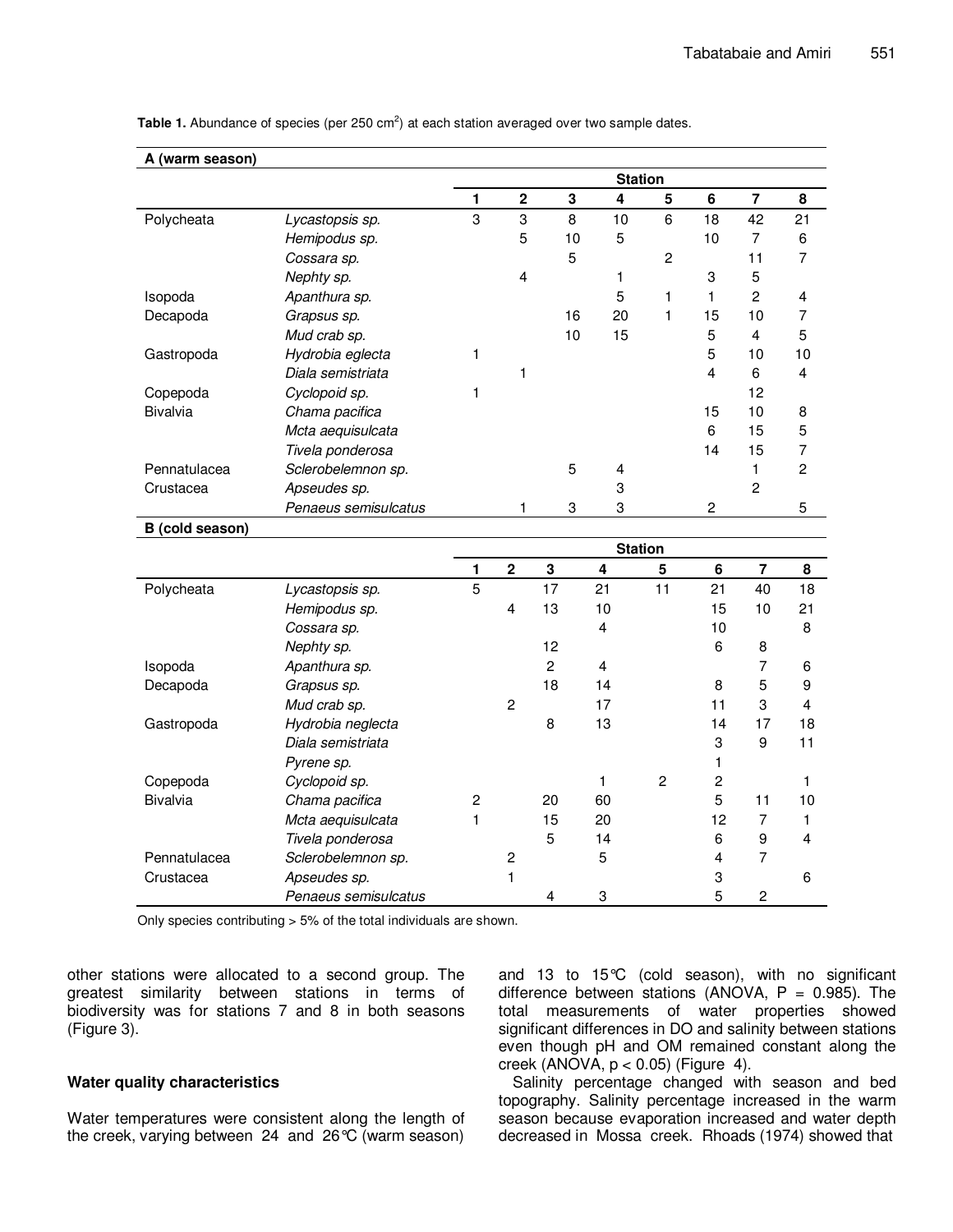**Table 1.** Abundance of species (per 250 $cm^2$) at each station averaged over two sample dates.

| | | Station | | | | | | | |
|---|---|---|---|---|---|---|---|---|---|
| | | 1 | 2 | 3 | 4 | 5 | 6 | 7 | 8 |
| **A (warm season)** | | | | | | | | | |
| Polycheata | *Lycastopsis sp.* | 3 | 3 | 8 | 10 | 6 | 18 | 42 | 21 |
| | *Hemipodus sp.* | | 5 | 10 | 5 | | 10 | 7 | 6 |
| | *Cossara sp.* | | | 5 | | 2 | | 11 | 7 |
| | *Nephty sp.* | | 4 | | 1 | | 3 | 5 | |
| Isopoda | *Apanthura sp.* | | | | 5 | 1 | 1 | 2 | 4 |
| Decapoda | *Grapsus sp.* | | | 16 | 20 | 1 | 15 | 10 | 7 |
| | *Mud crab sp.* | | | 10 | 15 | | 5 | 4 | 5 |
| Gastropoda | *Hydrobia eglecta* | 1 | | | | | 5 | 10 | 10 |
| | *Diala semistriata* | | 1 | | | | 4 | 6 | 4 |
| Copepoda | *Cyclopoid sp.* | 1 | | | | | | 12 | |
| Bivalvia | *Chama pacifica* | | | | | | 15 | 10 | 8 |
| | *Mcta aequisulcata* | | | | | | 6 | 15 | 5 |
| | *Tivela ponderosa* | | | | | | 14 | 15 | 7 |
| Pennatulacea | *Sclerobelemnon sp.* | | | 5 | 4 | | | 1 | 2 |
| Crustacea | *Apseudes sp.* | | | | 3 | | | 2 | |
| | *Penaeus semisulcatus* | | 1 | 3 | 3 | | 2 | | 5 |
| **B (cold season)** | | | | | | | | | |
| Polycheata | *Lycastopsis sp.* | 5 | | 17 | 21 | 11 | 21 | 40 | 18 |
| | *Hemipodus sp.* | | 4 | 13 | 10 | | 15 | 10 | 21 |
| | *Cossara sp.* | | | | 4 | | 10 | | 8 |
| | *Nephty sp.* | | | 12 | | | 6 | 8 | |
| Isopoda | *Apanthura sp.* | | | 2 | 4 | | | 7 | 6 |
| Decapoda | *Grapsus sp.* | | | 18 | 14 | | 8 | 5 | 9 |
| | *Mud crab sp.* | | 2 | | 17 | | 11 | 3 | 4 |
| Gastropoda | *Hydrobia neglecta* | | | 8 | 13 | | 14 | 17 | 18 |
| | *Diala semistriata* | | | | | | 3 | 9 | 11 |
| | *Pyrene sp.* | | | | | | 1 | | |
| Copepoda | *Cyclopoid sp.* | | | | 1 | 2 | 2 | | 1 |
| Bivalvia | *Chama pacifica* | 2 | | 20 | 60 | | 5 | 11 | 10 |
| | *Mcta aequisulcata* | 1 | | 15 | 20 | | 12 | 7 | 1 |
| | *Tivela ponderosa* | | | 5 | 14 | | 6 | 9 | 4 |
| Pennatulacea | *Sclerobelemnon sp.* | | 2 | | 5 | | 4 | 7 | |
| Crustacea | *Apseudes sp.* | | 1 | | | | 3 | | 6 |
| | *Penaeus semisulcatus* | | | 4 | 3 | | 5 | 2 | |

Only species contributing > 5% of the total individuals are shown.

other stations were allocated to a second group. The greatest similarity between stations in terms of biodiversity was for stations 7 and 8 in both seasons (Figure 3).

### Water quality characteristics

Water temperatures were consistent along the length of the creek, varying between 24 and 26°C (warm season) and 13 to 15°C (cold season), with no significant difference between stations (ANOVA, $P = 0.985$). The total measurements of water properties showed significant differences in DO and salinity between stations even though pH and OM remained constant along the creek (ANOVA, $p < 0.05$) (Figure 4).

Salinity percentage changed with season and bed topography. Salinity percentage increased in the warm season because evaporation increased and water depth decreased in Mossa creek. Rhoads (1974) showed that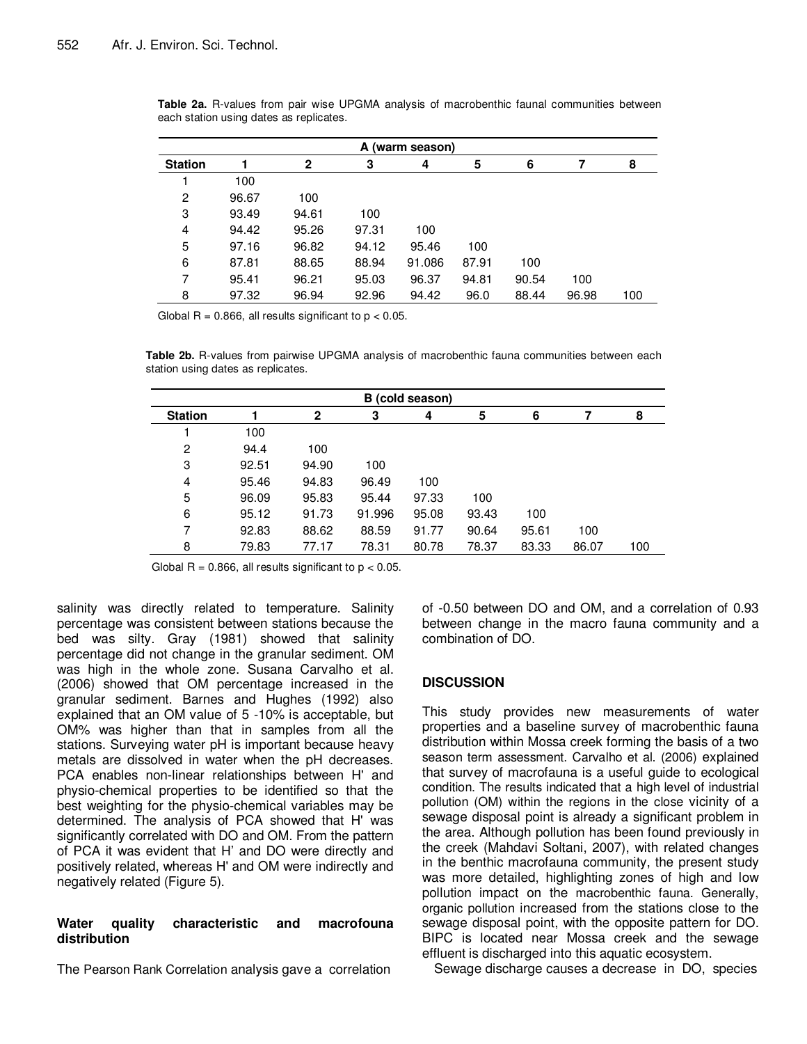**Table 2a.** R-values from pair wise UPGMA analysis of macrobenthic faunal communities between each station using dates as replicates.

| A (warm season) | | | | | | | | |
|---|---|---|---|---|---|---|---|---|
| **Station** | **1** | **2** | **3** | **4** | **5** | **6** | **7** | **8** |
| 1 | 100 | | | | | | | |
| 2 | 96.67 | 100 | | | | | | |
| 3 | 93.49 | 94.61 | 100 | | | | | |
| 4 | 94.42 | 95.26 | 97.31 | 100 | | | | |
| 5 | 97.16 | 96.82 | 94.12 | 95.46 | 100 | | | |
| 6 | 87.81 | 88.65 | 88.94 | 91.086 | 87.91 | 100 | | |
| 7 | 95.41 | 96.21 | 95.03 | 96.37 | 94.81 | 90.54 | 100 | |
| 8 | 97.32 | 96.94 | 92.96 | 94.42 | 96.0 | 88.44 | 96.98 | 100 |

Global R = 0.866, all results significant to $p < 0.05$.

**Table 2b.** R-values from pairwise UPGMA analysis of macrobenthic fauna communities between each station using dates as replicates.

| B (cold season) | | | | | | | | |
|---|---|---|---|---|---|---|---|---|
| **Station** | **1** | **2** | **3** | **4** | **5** | **6** | **7** | **8** |
| 1 | 100 | | | | | | | |
| 2 | 94.4 | 100 | | | | | | |
| 3 | 92.51 | 94.90 | 100 | | | | | |
| 4 | 95.46 | 94.83 | 96.49 | 100 | | | | |
| 5 | 96.09 | 95.83 | 95.44 | 97.33 | 100 | | | |
| 6 | 95.12 | 91.73 | 91.996 | 95.08 | 93.43 | 100 | | |
| 7 | 92.83 | 88.62 | 88.59 | 91.77 | 90.64 | 95.61 | 100 | |
| 8 | 79.83 | 77.17 | 78.31 | 80.78 | 78.37 | 83.33 | 86.07 | 100 |

Global R = 0.866, all results significant to $p < 0.05$.

salinity was directly related to temperature. Salinity percentage was consistent between stations because the bed was silty. Gray (1981) showed that salinity percentage did not change in the granular sediment. OM was high in the whole zone. Susana Carvalho et al. (2006) showed that OM percentage increased in the granular sediment. Barnes and Hughes (1992) also explained that an OM value of 5 -10% is acceptable, but OM% was higher than that in samples from all the stations. Surveying water pH is important because heavy metals are dissolved in water when the pH decreases. PCA enables non-linear relationships between H' and physio-chemical properties to be identified so that the best weighting for the physio-chemical variables may be determined. The analysis of PCA showed that H' was significantly correlated with DO and OM. From the pattern of PCA it was evident that H' and DO were directly and positively related, whereas H' and OM were indirectly and negatively related (Figure 5).

### Water quality characteristic and macrofouna distribution

The Pearson Rank Correlation analysis gave a correlation of -0.50 between DO and OM, and a correlation of 0.93 between change in the macro fauna community and a combination of DO.

## DISCUSSION

This study provides new measurements of water properties and a baseline survey of macrobenthic fauna distribution within Mossa creek forming the basis of a two season term assessment. Carvalho et al. (2006) explained that survey of macrofauna is a useful guide to ecological condition. The results indicated that a high level of industrial pollution (OM) within the regions in the close vicinity of a sewage disposal point is already a significant problem in the area. Although pollution has been found previously in the creek (Mahdavi Soltani, 2007), with related changes in the benthic macrofauna community, the present study was more detailed, highlighting zones of high and low pollution impact on the macrobenthic fauna. Generally, organic pollution increased from the stations close to the sewage disposal point, with the opposite pattern for DO. BIPC is located near Mossa creek and the sewage effluent is discharged into this aquatic ecosystem.

Sewage discharge causes a decrease in DO, species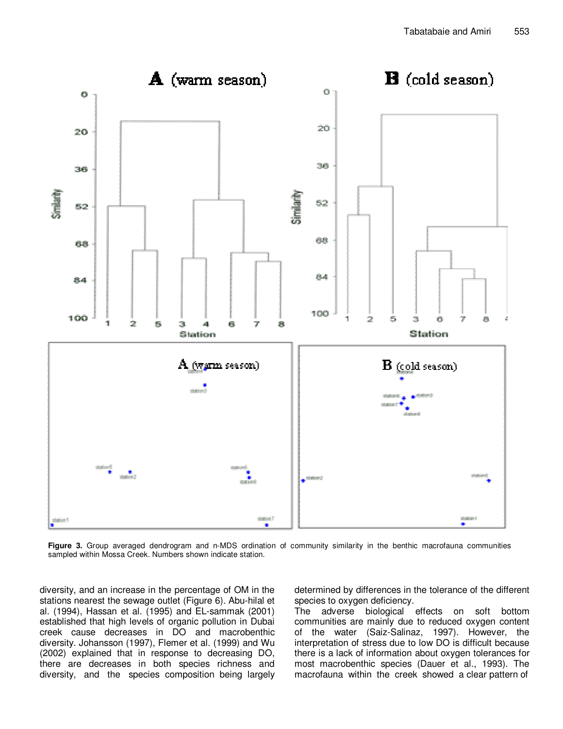**Figure 3.** Group averaged dendrogram and n-MDS ordination of community similarity in the benthic macrofauna communities sampled within Mossa Creek. Numbers shown indicate station.

diversity, and an increase in the percentage of OM in the stations nearest the sewage outlet (Figure 6). Abu-hilal et al. (1994), Hassan et al. (1995) and EL-sammak (2001) established that high levels of organic pollution in Dubai creek cause decreases in DO and macrobenthic diversity. Johansson (1997), Flemer et al. (1999) and Wu (2002) explained that in response to decreasing DO, there are decreases in both species richness and diversity, and the species composition being largely determined by differences in the tolerance of the different species to oxygen deficiency.

The adverse biological effects on soft bottom communities are mainly due to reduced oxygen content of the water (Saiz-Salinaz, 1997). However, the interpretation of stress due to low DO is difficult because there is a lack of information about oxygen tolerances for most macrobenthic species (Dauer et al., 1993). The macrofauna within the creek showed a clear pattern of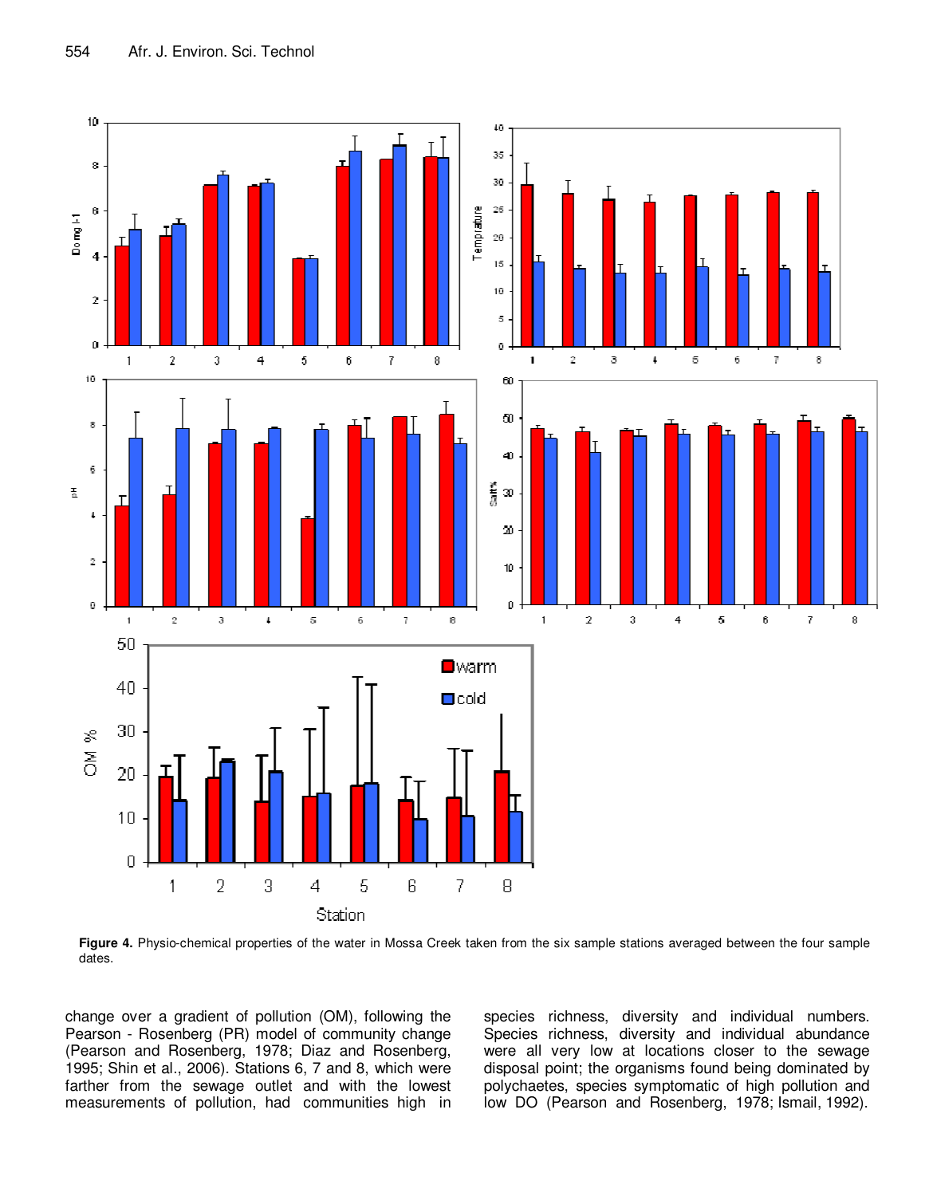**Figure 4.** Physio-chemical properties of the water in Mossa Creek taken from the six sample stations averaged between the four sample dates.

change over a gradient of pollution (OM), following the Pearson - Rosenberg (PR) model of community change (Pearson and Rosenberg, 1978; Diaz and Rosenberg, 1995; Shin et al., 2006). Stations 6, 7 and 8, which were farther from the sewage outlet and with the lowest measurements of pollution, had communities high in species richness, diversity and individual numbers. Species richness, diversity and individual abundance were all very low at locations closer to the sewage disposal point; the organisms found being dominated by polychaetes, species symptomatic of high pollution and low DO (Pearson and Rosenberg, 1978; Ismail, 1992).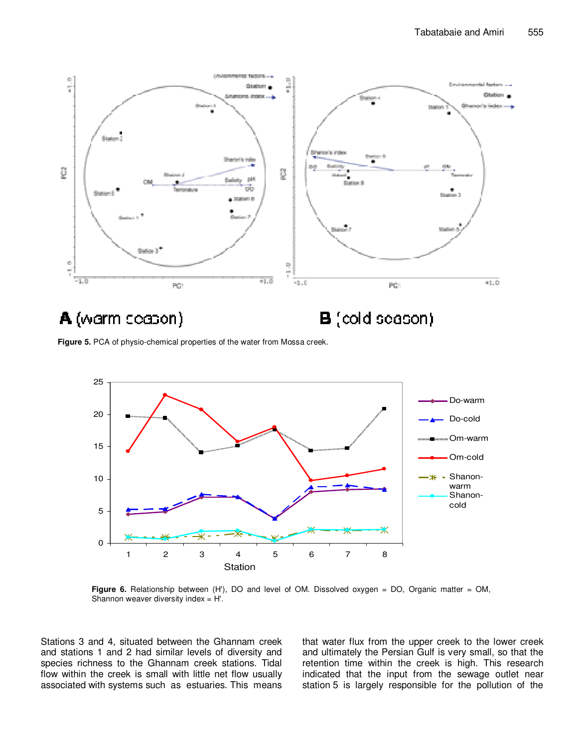**Figure 5.** PCA of physio-chemical properties of the water from Mossa creek.

**Figure 6.** Relationship between (H'), DO and level of OM. Dissolved oxygen = DO, Organic matter = OM, Shannon weaver diversity index = H'.

Stations 3 and 4, situated between the Ghannam creek and stations 1 and 2 had similar levels of diversity and species richness to the Ghannam creek stations. Tidal flow within the creek is small with little net flow usually associated with systems such as estuaries. This means that water flux from the upper creek to the lower creek and ultimately the Persian Gulf is very small, so that the retention time within the creek is high. This research indicated that the input from the sewage outlet near station 5 is largely responsible for the pollution of the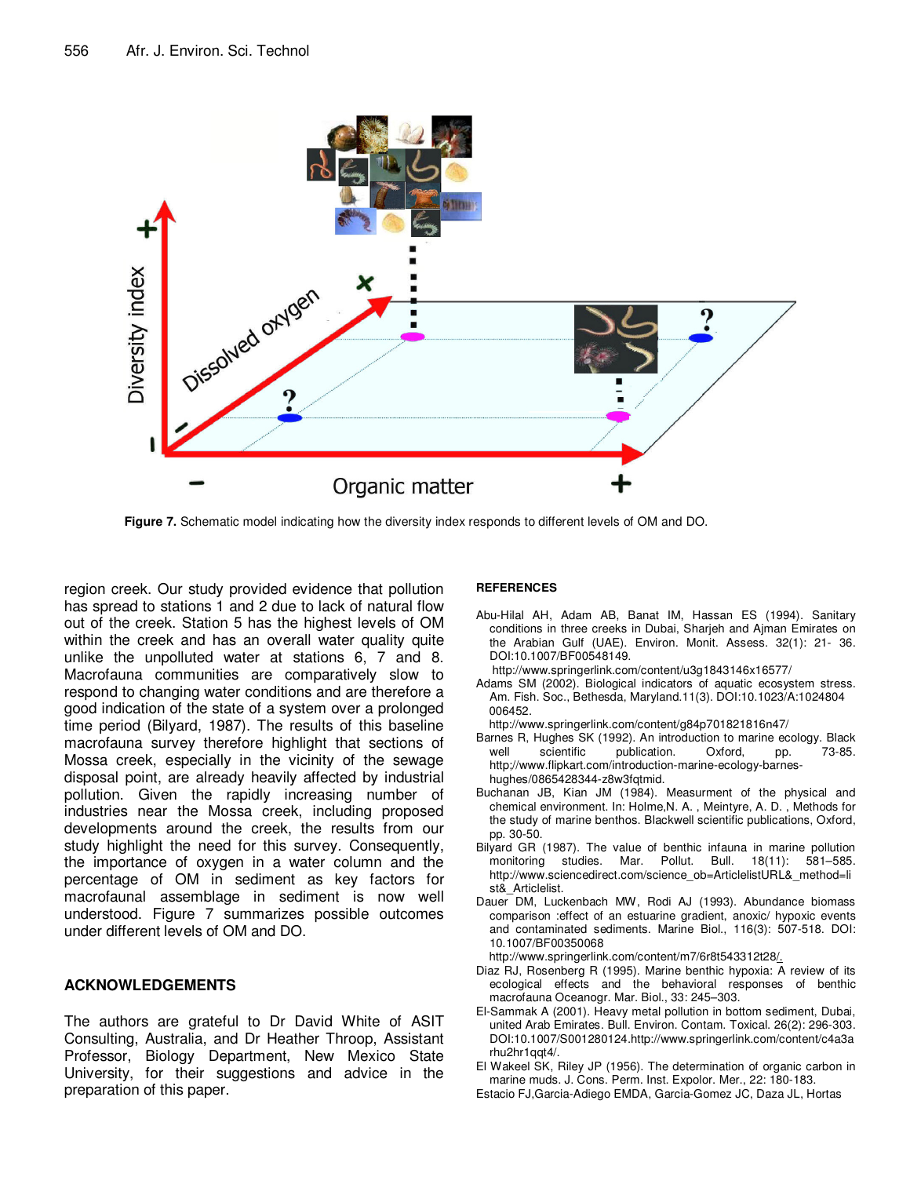Figure 7. Schematic model indicating how the diversity index responds to different levels of OM and DO.

region creek. Our study provided evidence that pollution has spread to stations 1 and 2 due to lack of natural flow out of the creek. Station 5 has the highest levels of OM within the creek and has an overall water quality quite unlike the unpolluted water at stations 6, 7 and 8. Macrofauna communities are comparatively slow to respond to changing water conditions and are therefore a good indication of the state of a system over a prolonged time period (Bilyard, 1987). The results of this baseline macrofauna survey therefore highlight that sections of Mossa creek, especially in the vicinity of the sewage disposal point, are already heavily affected by industrial pollution. Given the rapidly increasing number of industries near the Mossa creek, including proposed developments around the creek, the results from our study highlight the need for this survey. Consequently, the importance of oxygen in a water column and the percentage of OM in sediment as key factors for macrofaunal assemblage in sediment is now well understood. Figure 7 summarizes possible outcomes under different levels of OM and DO.

## ACKNOWLEDGEMENTS

The authors are grateful to Dr David White of ASIT Consulting, Australia, and Dr Heather Throop, Assistant Professor, Biology Department, New Mexico State University, for their suggestions and advice in the preparation of this paper.

## REFERENCES

Abu-Hilal AH, Adam AB, Banat IM, Hassan ES (1994). Sanitary conditions in three creeks in Dubai, Sharjeh and Ajman Emirates on the Arabian Gulf (UAE). Environ. Monit. Assess. 32(1): 21- 36. DOI:10.1007/BF00548149. http://www.springerlink.com/content/u3g1843146x16577/

Adams SM (2002). Biological indicators of aquatic ecosystem stress. Am. Fish. Soc., Bethesda, Maryland.11(3). DOI:10.1023/A:1024804006452. http://www.springerlink.com/content/g84p701821816n47/

Barnes R, Hughes SK (1992). An introduction to marine ecology. Black well scientific publication. Oxford, pp. 73-85. http;//www.flipkart.com/introduction-marine-ecology-barnes-hughes/0865428344-z8w3fqtmid.

Buchanan JB, Kian JM (1984). Measurment of the physical and chemical environment. In: Holme,N. A. , Meintyre, A. D. , Methods for the study of marine benthos. Blackwell scientific publications, Oxford, pp. 30-50.

Bilyard GR (1987). The value of benthic infauna in marine pollution monitoring studies. Mar. Pollut. Bull. 18(11): 581–585. http://www.sciencedirect.com/science_ob=ArticlelistURL&_method=list&_Articlelist.

Dauer DM, Luckenbach MW, Rodi AJ (1993). Abundance biomass comparison :effect of an estuarine gradient, anoxic/ hypoxic events and contaminated sediments. Marine Biol., 116(3): 507-518. DOI: 10.1007/BF00350068 http://www.springerlink.com/content/m7/6r8t543312t28/.

Diaz RJ, Rosenberg R (1995). Marine benthic hypoxia: A review of its ecological effects and the behavioral responses of benthic macrofauna Oceanogr. Mar. Biol., 33: 245–303.

El-Sammak A (2001). Heavy metal pollution in bottom sediment, Dubai, united Arab Emirates. Bull. Environ. Contam. Toxical. 26(2): 296-303. DOI:10.1007/S001280124.http://www.springerlink.com/content/c4a3arhu2hr1qqt4/.

El Wakeel SK, Riley JP (1956). The determination of organic carbon in marine muds. J. Cons. Perm. Inst. Expolor. Mer., 22: 180-183.

Estacio FJ,Garcia-Adiego EMDA, Garcia-Gomez JC, Daza JL, Hortas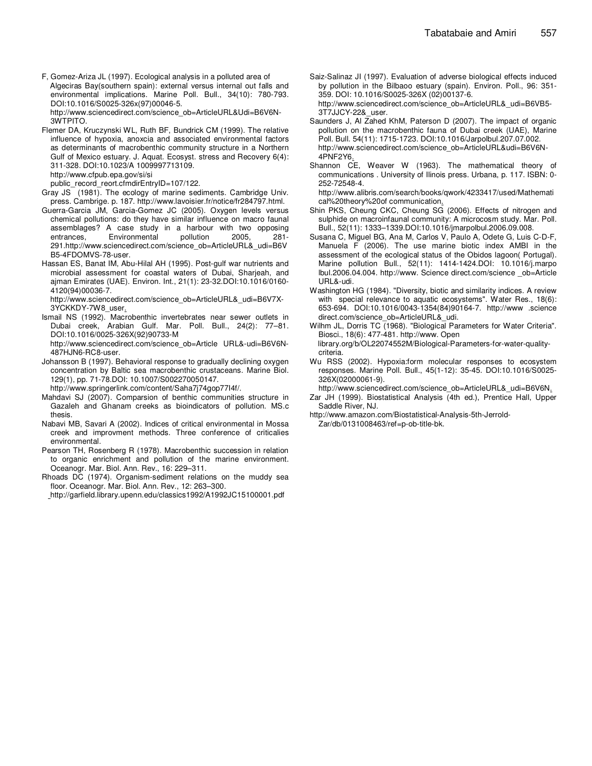F, Gomez-Ariza JL (1997). Ecological analysis in a polluted area of Algeciras Bay(southern spain): external versus internal out falls and environmental implications. Marine Poll. Bull., 34(10): 780-793. DOI:10.1016/S0025-326x(97)00046-5. http://www.sciencedirect.com/science_ob=ArticleURL&Udi=B6V6N-3WTPITO.

Flemer DA, Kruczynski WL, Ruth BF, Bundrick CM (1999). The relative influence of hypoxia, anoxcia and associated environmental factors as determinants of macrobenthic community structure in a Northern Gulf of Mexico estuary. J. Aquat. Ecosyst. stress and Recovery 6(4): 311-328. DOI:10.1023/A 1009997713109. http://www.cfpub.epa.gov/si/si public_record_reort.cfmdirEntryID=107/122.

Gray JS (1981). The ecology of marine sediments. Cambridge Univ. press. Cambrige. p. 187. http://www.lavoisier.fr/notice/fr284797.html.

Guerra-Garcia JM, Garcia-Gomez JC (2005). Oxygen levels versus chemical pollutions: do they have similar influence on macro faunal assemblages? A case study in a harbour with two opposing entrances, Environmental pollution 2005, 281-291.http://www.sciencedirect.com/science_ob=ArticleURL&_udi=B6VB5-4FDOMVS-78-user.

Hassan ES, Banat IM, Abu-Hilal AH (1995). Post-gulf war nutrients and microbial assessment for coastal waters of Dubai, Sharjeah, and ajman Emirates (UAE). Environ. Int., 21(1): 23-32.DOI:10.1016/0160-4120(94)00036-7. http://www.sciencedirect.com/science_ob=ArticleURL&_udi=B6V7X-3YCKKDY-7W8_user.

Ismail NS (1992). Macrobenthic invertebrates near sewer outlets in Dubai creek, Arabian Gulf. Mar. Poll. Bull., 24(2): 77–81. DOI:10.1016/0025-326X(92)90733-M http://www.sciencedirect.com/science_ob=Article URL&-udi=B6V6N-487HJN6-RC8-user.

Johansson B (1997). Behavioral response to gradually declining oxygen concentration by Baltic sea macrobenthic crustaceans. Marine Biol. 129(1), pp. 71-78.DOI: 10.1007/S002270050147. http://www.springerlink.com/content/Saha7j74gop77l4f/.

Mahdavi SJ (2007). Comparsion of benthic communities structure in Gazaleh and Ghanam creeks as bioindicators of pollution. MS.c thesis.

Nabavi MB, Savari A (2002). Indices of critical environmental in Mossa creek and improvment methods. Three conference of criticalies environmental.

Pearson TH, Rosenberg R (1978). Macrobenthic succession in relation to organic enrichment and pollution of the marine environment. Oceanogr. Mar. Biol. Ann. Rev., 16: 229–311.

Rhoads DC (1974). Organism-sediment relations on the muddy sea floor. Oceanogr. Mar. Biol. Ann. Rev., 12: 263–300. http://garfield.library.upenn.edu/classics1992/A1992JC15100001.pdf

Saiz-Salinaz JI (1997). Evaluation of adverse biological effects induced by pollution in the Bilbaoo estuary (spain). Environ. Poll., 96: 351-359. DOI: 10.1016/S0025-326X (02)00137-6. http://www.sciencedirect.com/science_ob=ArticleURL&_udi=B6VB5-3T7JJCY-22&_user.

Saunders J, Al Zahed KhM, Paterson D (2007). The impact of organic pollution on the macrobenthic fauna of Dubai creek (UAE), Marine Poll. Bull. 54(11): 1715-1723. DOI:10.1016/Jarpolbul.207.07.002. http://www.sciencedirect.com/science_ob=ArticleURL&udi=B6V6N-4PNF2Y6.

Shannon CE, Weaver W (1963). The mathematical theory of communications . University of Ilinois press. Urbana, p. 117. ISBN: 0-252-72548-4. http://www.alibris.com/search/books/qwork/4233417/used/Mathematical%20theory%20of communication.

Shin PKS, Cheung CKC, Cheung SG (2006). Effects of nitrogen and sulphide on macroinfaunal community: A microcosm study. Mar. Poll. Bull., 52(11): 1333–1339.DOI:10.1016/jmarpolbul.2006.09.008.

Susana C, Miguel BG, Ana M, Carlos V, Paulo A, Odete G, Luis C-D-F, Manuela F (2006). The use marine biotic index AMBI in the assessment of the ecological status of the Obidos lagoon( Portugal). Marine pollution Bull., 52(11): 1414-1424.DOI: 10.1016/j.marpolbul.2006.04.004. http://www. Science direct.com/science _ob=Article URL&-udi.

Washington HG (1984). "Diversity, biotic and similarity indices. A review with special relevance to aquatic ecosystems". Water Res., 18(6): 653-694. DOI:10.1016/0043-1354(84)90164-7. http://www .science direct.com/science_ob=ArticleURL&_udi.

Wilhm JL, Dorris TC (1968). "Biological Parameters for Water Criteria". Biosci., 18(6): 477-481. http://www. Open library.org/b/OL22074552M/Biological-Parameters-for-water-quality-criteria.

Wu RSS (2002). Hypoxia:form molecular responses to ecosystem responses. Marine Poll. Bull., 45(1-12): 35-45. DOI:10.1016/S0025-326X(02000061-9). http://www.sciencedirect.com/science_ob=ArticleURL&_udi=B6V6N.

Zar JH (1999). Biostatistical Analysis (4th ed.), Prentice Hall, Upper Saddle River, NJ.

http://www.amazon.com/Biostatistical-Analysis-5th-Jerrold-Zar/db/0131008463/ref=p-ob-title-bk.